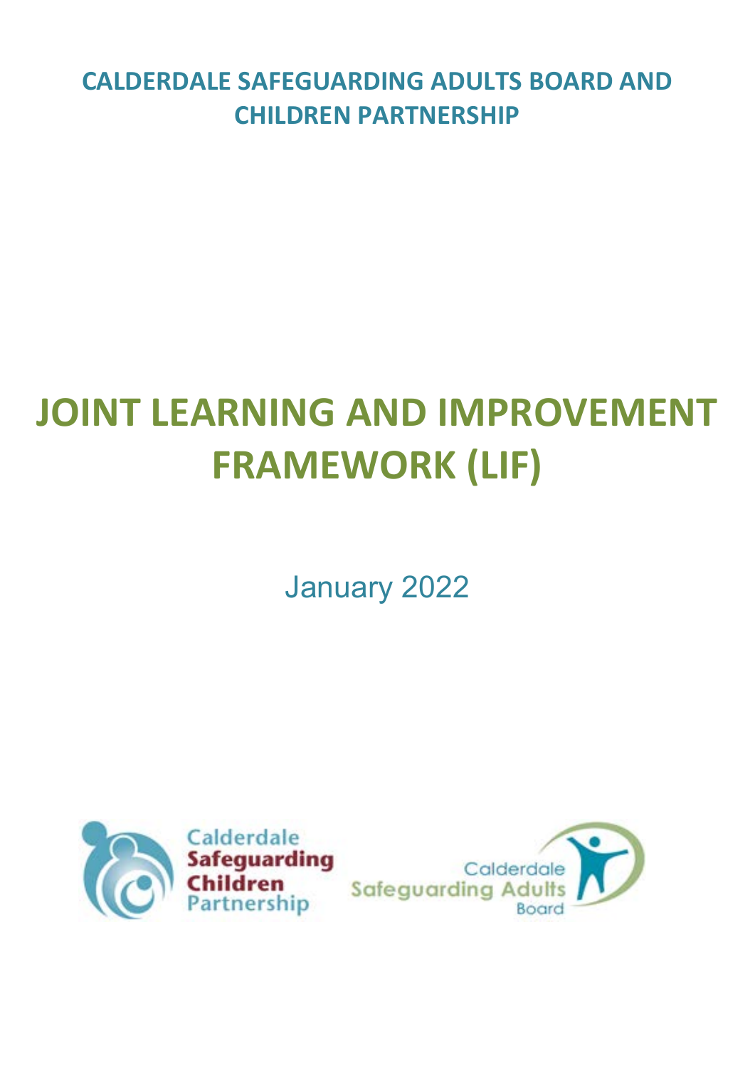**CALDERDALE SAFEGUARDING ADULTS BOARD AND CHILDREN PARTNERSHIP**

# JOINT LEARNING AND IMPROVEMENT FRAMEWORK (LIF)

January 2022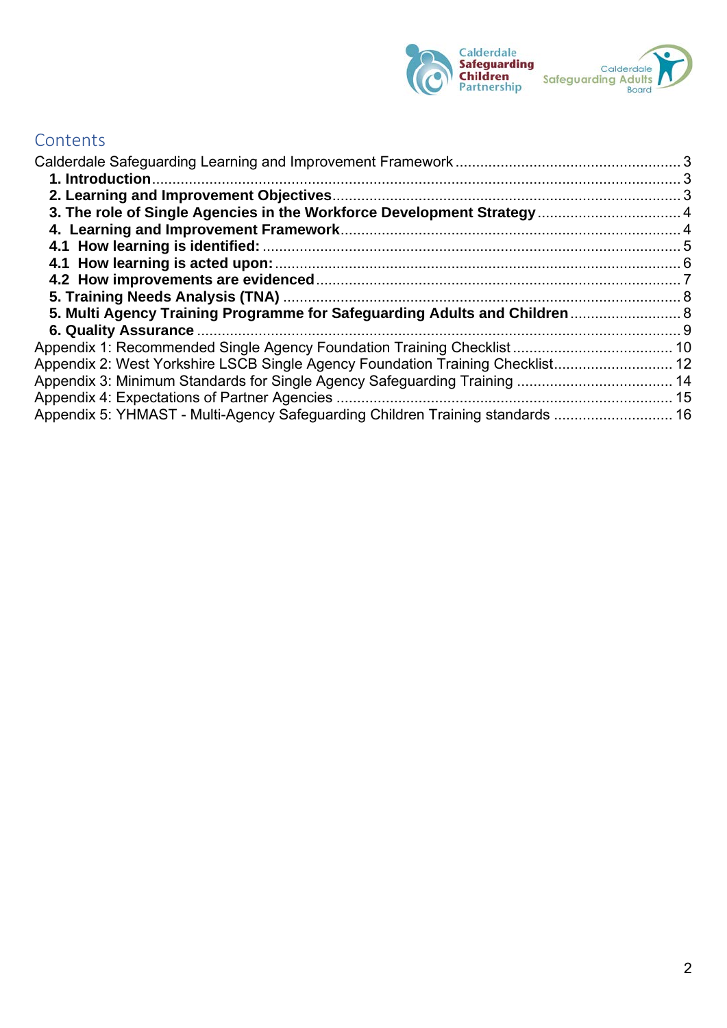## Contents

Calderdale Safeguarding Learning and Improvement Framework ...................................................... 3

- **1. Introduction** ................................................................................................................ 3
- **2. Learning and Improvement Objectives** .................................................................... 3
- **3. The role of Single Agencies in the Workforce Development Strategy** .................................. 4
- **4. Learning and Improvement Framework** .................................................................. 4
- **4.1 How learning is identified:** ..................................................................................... 5
- **4.1 How learning is acted upon:** .................................................................................. 6
- **4.2 How improvements are evidenced** ........................................................................ 7
- **5. Training Needs Analysis (TNA)** ................................................................................ 8
- **5. Multi Agency Training Programme for Safeguarding Adults and Children** .......................... 8
- **6. Quality Assurance** ..................................................................................................... 9

Appendix 1: Recommended Single Agency Foundation Training Checklist ....................................... 10

Appendix 2: West Yorkshire LSCB Single Agency Foundation Training Checklist............................. 12

Appendix 3: Minimum Standards for Single Agency Safeguarding Training ...................................... 14

Appendix 4: Expectations of Partner Agencies .................................................................................. 15

Appendix 5: YHMAST - Multi-Agency Safeguarding Children Training standards ............................. 16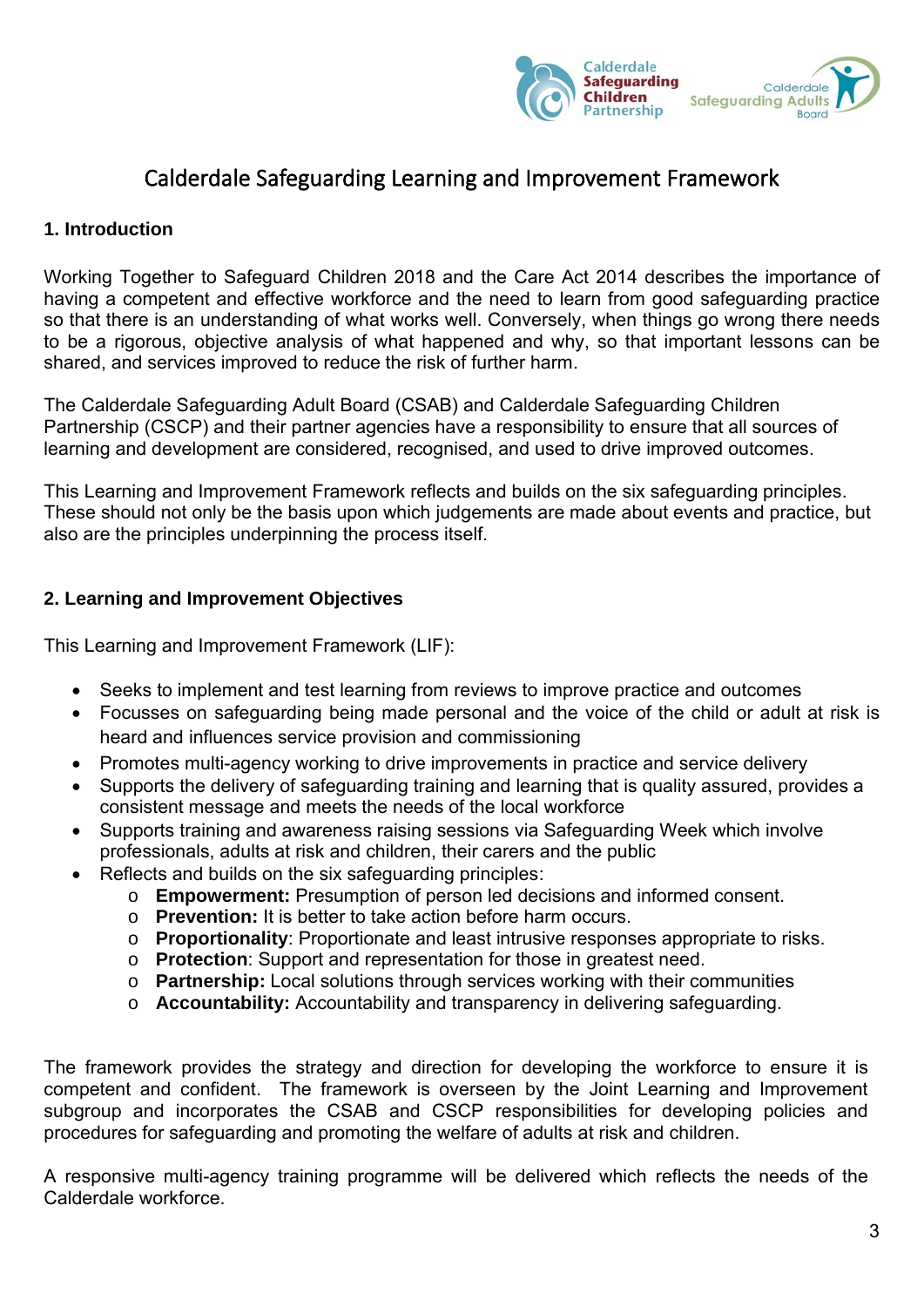# Calderdale Safeguarding Learning and Improvement Framework

## 1. Introduction

Working Together to Safeguard Children 2018 and the Care Act 2014 describes the importance of having a competent and effective workforce and the need to learn from good safeguarding practice so that there is an understanding of what works well. Conversely, when things go wrong there needs to be a rigorous, objective analysis of what happened and why, so that important lessons can be shared, and services improved to reduce the risk of further harm.

The Calderdale Safeguarding Adult Board (CSAB) and Calderdale Safeguarding Children Partnership (CSCP) and their partner agencies have a responsibility to ensure that all sources of learning and development are considered, recognised, and used to drive improved outcomes.

This Learning and Improvement Framework reflects and builds on the six safeguarding principles. These should not only be the basis upon which judgements are made about events and practice, but also are the principles underpinning the process itself.

## 2. Learning and Improvement Objectives

This Learning and Improvement Framework (LIF):

- Seeks to implement and test learning from reviews to improve practice and outcomes
- Focusses on safeguarding being made personal and the voice of the child or adult at risk is heard and influences service provision and commissioning
- Promotes multi-agency working to drive improvements in practice and service delivery
- Supports the delivery of safeguarding training and learning that is quality assured, provides a consistent message and meets the needs of the local workforce
- Supports training and awareness raising sessions via Safeguarding Week which involve professionals, adults at risk and children, their carers and the public
- Reflects and builds on the six safeguarding principles:
  - **Empowerment:** Presumption of person led decisions and informed consent.
  - **Prevention:** It is better to take action before harm occurs.
  - **Proportionality**: Proportionate and least intrusive responses appropriate to risks.
  - **Protection**: Support and representation for those in greatest need.
  - **Partnership:** Local solutions through services working with their communities
  - **Accountability:** Accountability and transparency in delivering safeguarding.

The framework provides the strategy and direction for developing the workforce to ensure it is competent and confident. The framework is overseen by the Joint Learning and Improvement subgroup and incorporates the CSAB and CSCP responsibilities for developing policies and procedures for safeguarding and promoting the welfare of adults at risk and children.

A responsive multi-agency training programme will be delivered which reflects the needs of the Calderdale workforce.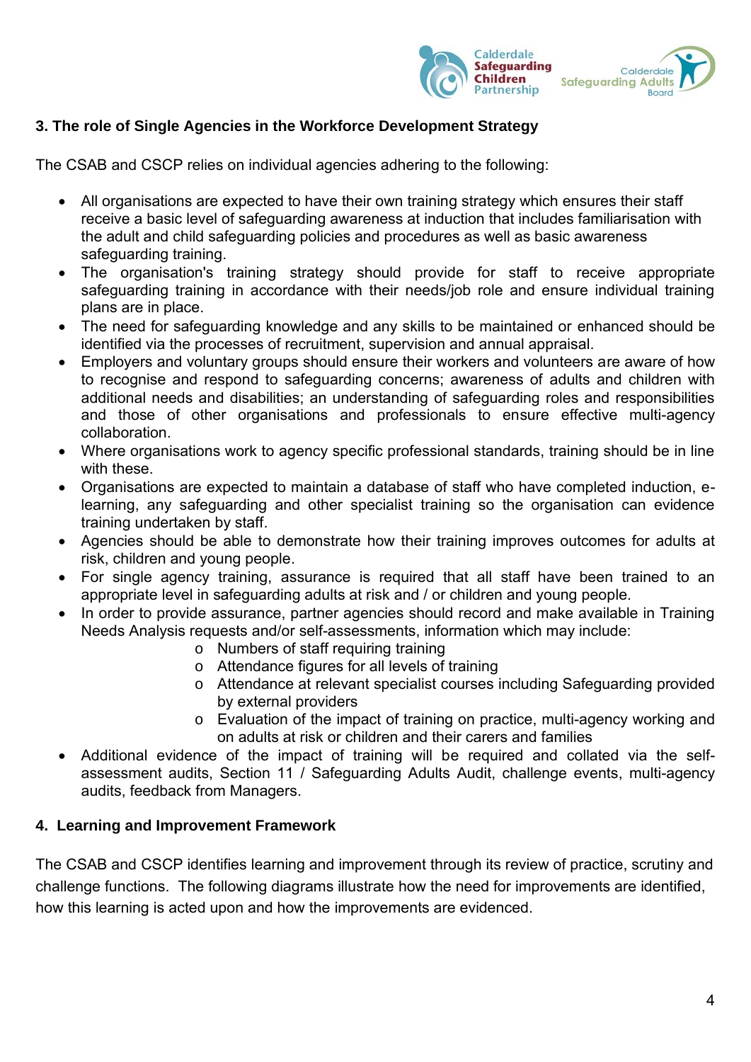## 3. The role of Single Agencies in the Workforce Development Strategy

The CSAB and CSCP relies on individual agencies adhering to the following:

- All organisations are expected to have their own training strategy which ensures their staff receive a basic level of safeguarding awareness at induction that includes familiarisation with the adult and child safeguarding policies and procedures as well as basic awareness safeguarding training.
- The organisation's training strategy should provide for staff to receive appropriate safeguarding training in accordance with their needs/job role and ensure individual training plans are in place.
- The need for safeguarding knowledge and any skills to be maintained or enhanced should be identified via the processes of recruitment, supervision and annual appraisal.
- Employers and voluntary groups should ensure their workers and volunteers are aware of how to recognise and respond to safeguarding concerns; awareness of adults and children with additional needs and disabilities; an understanding of safeguarding roles and responsibilities and those of other organisations and professionals to ensure effective multi-agency collaboration.
- Where organisations work to agency specific professional standards, training should be in line with these.
- Organisations are expected to maintain a database of staff who have completed induction, e-learning, any safeguarding and other specialist training so the organisation can evidence training undertaken by staff.
- Agencies should be able to demonstrate how their training improves outcomes for adults at risk, children and young people.
- For single agency training, assurance is required that all staff have been trained to an appropriate level in safeguarding adults at risk and / or children and young people.
- In order to provide assurance, partner agencies should record and make available in Training Needs Analysis requests and/or self-assessments, information which may include:
  - Numbers of staff requiring training
  - Attendance figures for all levels of training
  - Attendance at relevant specialist courses including Safeguarding provided by external providers
  - Evaluation of the impact of training on practice, multi-agency working and on adults at risk or children and their carers and families
- Additional evidence of the impact of training will be required and collated via the self-assessment audits, Section 11 / Safeguarding Adults Audit, challenge events, multi-agency audits, feedback from Managers.

## 4. Learning and Improvement Framework

The CSAB and CSCP identifies learning and improvement through its review of practice, scrutiny and challenge functions. The following diagrams illustrate how the need for improvements are identified, how this learning is acted upon and how the improvements are evidenced.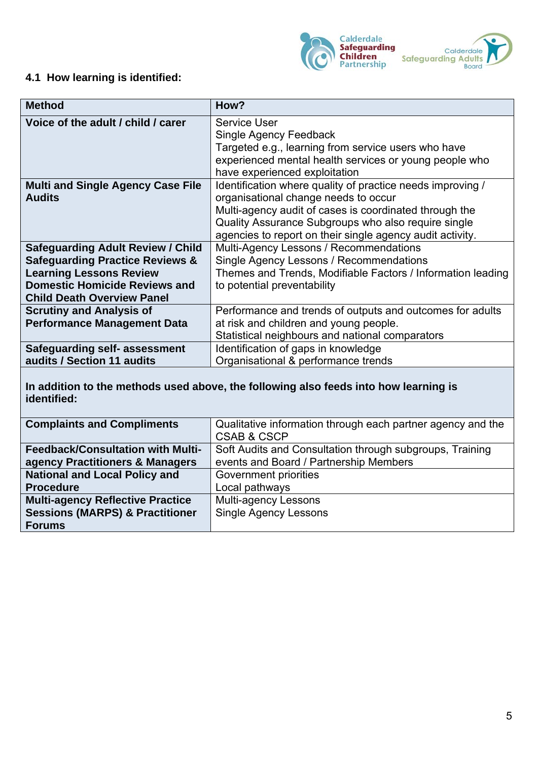### 4.1 How learning is identified:

| Method | How? |
|---|---|
| **Voice of the adult / child / carer** | Service User<br>Single Agency Feedback<br>Targeted e.g., learning from service users who have experienced mental health services or young people who have experienced exploitation |
| **Multi and Single Agency Case File Audits** | Identification where quality of practice needs improving / organisational change needs to occur<br>Multi-agency audit of cases is coordinated through the Quality Assurance Subgroups who also require single agencies to report on their single agency audit activity. |
| **Safeguarding Adult Review / Child Safeguarding Practice Reviews & Learning Lessons Review Domestic Homicide Reviews and Child Death Overview Panel** | Multi-Agency Lessons / Recommendations<br>Single Agency Lessons / Recommendations<br>Themes and Trends, Modifiable Factors / Information leading to potential preventability |
| **Scrutiny and Analysis of Performance Management Data** | Performance and trends of outputs and outcomes for adults at risk and children and young people.<br>Statistical neighbours and national comparators |
| **Safeguarding self- assessment audits / Section 11 audits** | Identification of gaps in knowledge<br>Organisational & performance trends |
| **In addition to the methods used above, the following also feeds into how learning is identified:** | |
| **Complaints and Compliments** | Qualitative information through each partner agency and the CSAB & CSCP |
| **Feedback/Consultation with Multi-agency Practitioners & Managers** | Soft Audits and Consultation through subgroups, Training events and Board / Partnership Members |
| **National and Local Policy and Procedure** | Government priorities<br>Local pathways |
| **Multi-agency Reflective Practice Sessions (MARPS) & Practitioner Forums** | Multi-agency Lessons<br>Single Agency Lessons |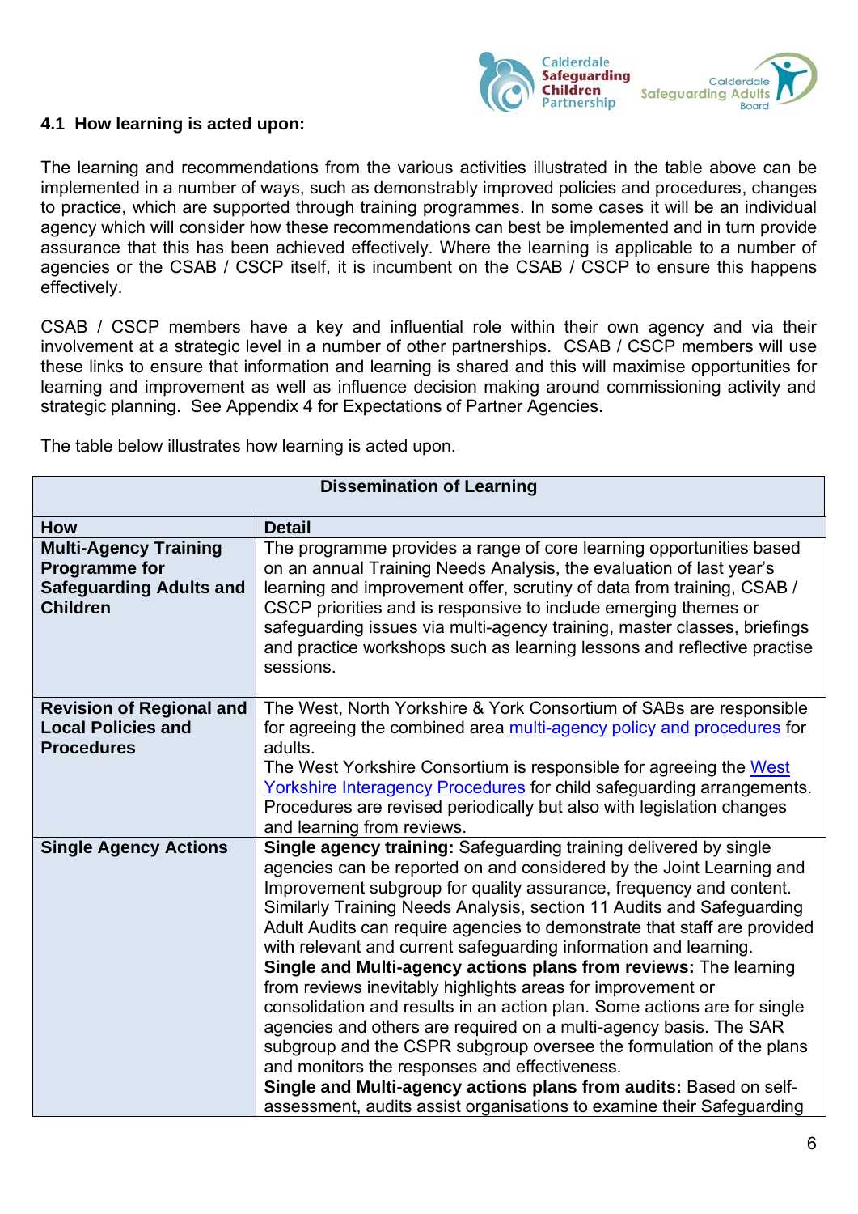### 4.1 How learning is acted upon:

The learning and recommendations from the various activities illustrated in the table above can be implemented in a number of ways, such as demonstrably improved policies and procedures, changes to practice, which are supported through training programmes. In some cases it will be an individual agency which will consider how these recommendations can best be implemented and in turn provide assurance that this has been achieved effectively. Where the learning is applicable to a number of agencies or the CSAB / CSCP itself, it is incumbent on the CSAB / CSCP to ensure this happens effectively.

CSAB / CSCP members have a key and influential role within their own agency and via their involvement at a strategic level in a number of other partnerships. CSAB / CSCP members will use these links to ensure that information and learning is shared and this will maximise opportunities for learning and improvement as well as influence decision making around commissioning activity and strategic planning. See Appendix 4 for Expectations of Partner Agencies.

The table below illustrates how learning is acted upon.

| Dissemination of Learning | |
|---|---|
| **How** | **Detail** |
| **Multi-Agency Training Programme for Safeguarding Adults and Children** | The programme provides a range of core learning opportunities based on an annual Training Needs Analysis, the evaluation of last year's learning and improvement offer, scrutiny of data from training, CSAB / CSCP priorities and is responsive to include emerging themes or safeguarding issues via multi-agency training, master classes, briefings and practice workshops such as learning lessons and reflective practise sessions. |
| **Revision of Regional and Local Policies and Procedures** | The West, North Yorkshire & York Consortium of SABs are responsible for agreeing the combined area multi-agency policy and procedures for adults.<br>The West Yorkshire Consortium is responsible for agreeing the West Yorkshire Interagency Procedures for child safeguarding arrangements. Procedures are revised periodically but also with legislation changes and learning from reviews. |
| **Single Agency Actions** | **Single agency training:** Safeguarding training delivered by single agencies can be reported on and considered by the Joint Learning and Improvement subgroup for quality assurance, frequency and content. Similarly Training Needs Analysis, section 11 Audits and Safeguarding Adult Audits can require agencies to demonstrate that staff are provided with relevant and current safeguarding information and learning.<br>**Single and Multi-agency actions plans from reviews:** The learning from reviews inevitably highlights areas for improvement or consolidation and results in an action plan. Some actions are for single agencies and others are required on a multi-agency basis. The SAR subgroup and the CSPR subgroup oversee the formulation of the plans and monitors the responses and effectiveness.<br>**Single and Multi-agency actions plans from audits:** Based on self-assessment, audits assist organisations to examine their Safeguarding |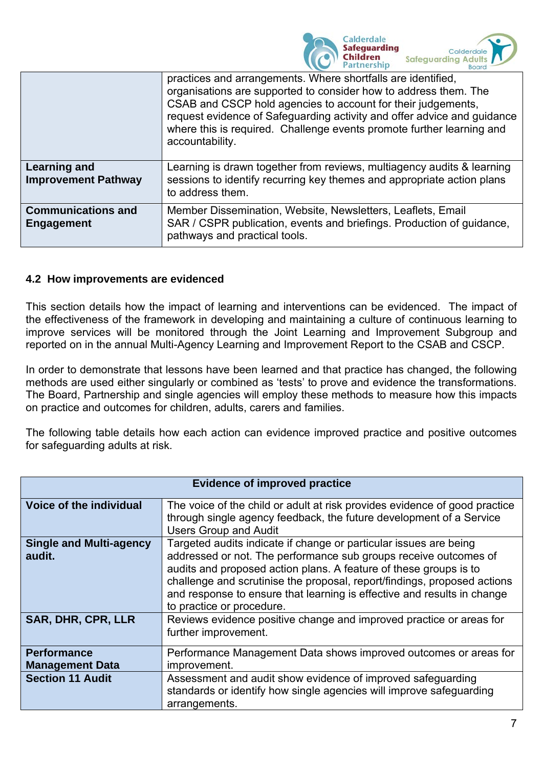| | |
|---|---|
| | practices and arrangements. Where shortfalls are identified, organisations are supported to consider how to address them. The CSAB and CSCP hold agencies to account for their judgements, request evidence of Safeguarding activity and offer advice and guidance where this is required. Challenge events promote further learning and accountability. |
| **Learning and Improvement Pathway** | Learning is drawn together from reviews, multiagency audits & learning sessions to identify recurring key themes and appropriate action plans to address them. |
| **Communications and Engagement** | Member Dissemination, Website, Newsletters, Leaflets, Email SAR / CSPR publication, events and briefings. Production of guidance, pathways and practical tools. |

### 4.2 How improvements are evidenced

This section details how the impact of learning and interventions can be evidenced. The impact of the effectiveness of the framework in developing and maintaining a culture of continuous learning to improve services will be monitored through the Joint Learning and Improvement Subgroup and reported on in the annual Multi-Agency Learning and Improvement Report to the CSAB and CSCP.

In order to demonstrate that lessons have been learned and that practice has changed, the following methods are used either singularly or combined as 'tests' to prove and evidence the transformations. The Board, Partnership and single agencies will employ these methods to measure how this impacts on practice and outcomes for children, adults, carers and families.

The following table details how each action can evidence improved practice and positive outcomes for safeguarding adults at risk.

| **Evidence of improved practice** | |
|---|---|
| **Voice of the individual** | The voice of the child or adult at risk provides evidence of good practice through single agency feedback, the future development of a Service Users Group and Audit |
| **Single and Multi-agency audit.** | Targeted audits indicate if change or particular issues are being addressed or not. The performance sub groups receive outcomes of audits and proposed action plans. A feature of these groups is to challenge and scrutinise the proposal, report/findings, proposed actions and response to ensure that learning is effective and results in change to practice or procedure. |
| **SAR, DHR, CPR, LLR** | Reviews evidence positive change and improved practice or areas for further improvement. |
| **Performance Management Data** | Performance Management Data shows improved outcomes or areas for improvement. |
| **Section 11 Audit** | Assessment and audit show evidence of improved safeguarding standards or identify how single agencies will improve safeguarding arrangements. |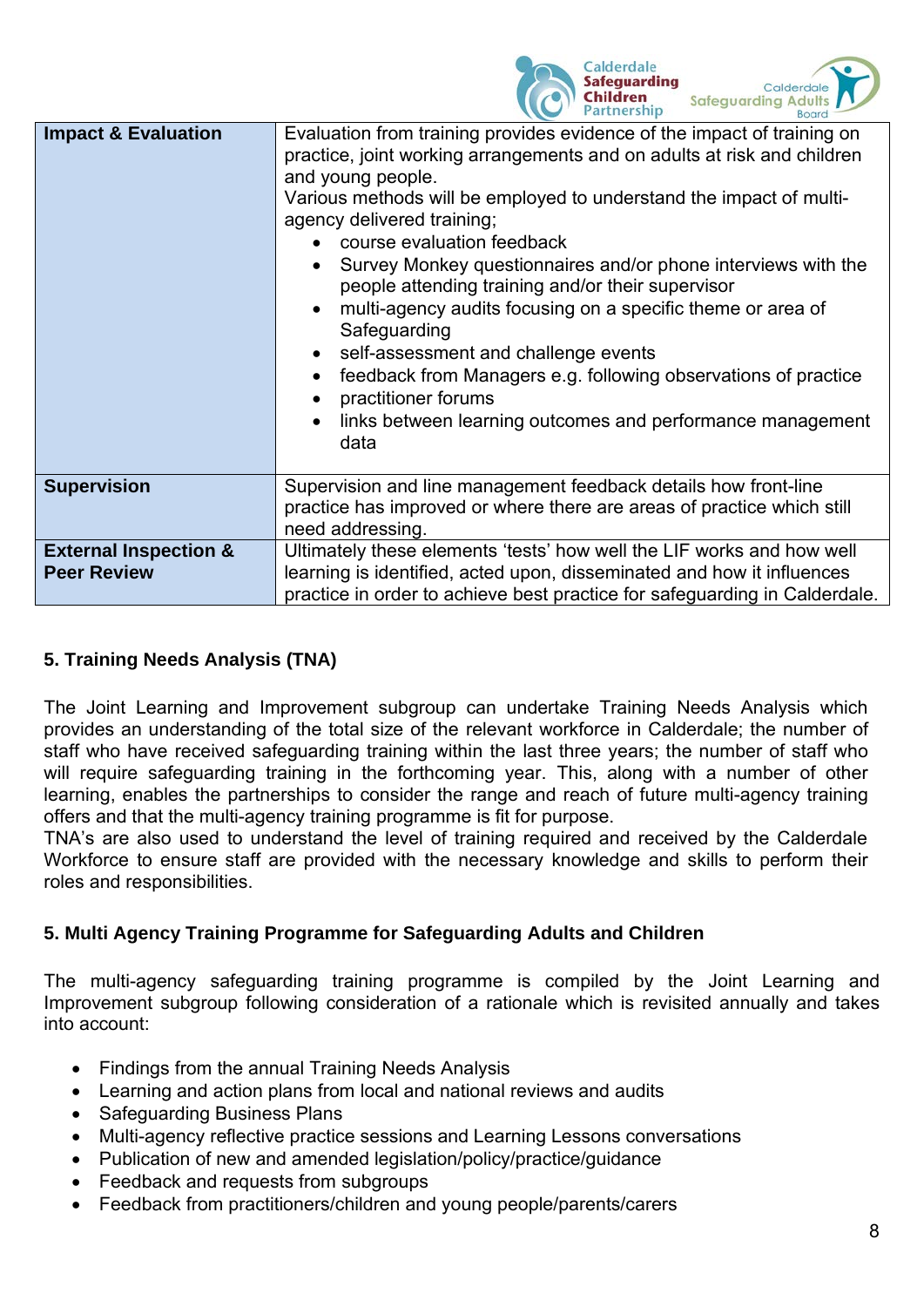| | |
|---|---|
| **Impact & Evaluation** | Evaluation from training provides evidence of the impact of training on practice, joint working arrangements and on adults at risk and children and young people.<br>Various methods will be employed to understand the impact of multi-agency delivered training;<br>• course evaluation feedback<br>• Survey Monkey questionnaires and/or phone interviews with the people attending training and/or their supervisor<br>• multi-agency audits focusing on a specific theme or area of Safeguarding<br>• self-assessment and challenge events<br>• feedback from Managers e.g. following observations of practice<br>• practitioner forums<br>• links between learning outcomes and performance management data |
| **Supervision** | Supervision and line management feedback details how front-line practice has improved or where there are areas of practice which still need addressing. |
| **External Inspection & Peer Review** | Ultimately these elements 'tests' how well the LIF works and how well learning is identified, acted upon, disseminated and how it influences practice in order to achieve best practice for safeguarding in Calderdale. |

### 5. Training Needs Analysis (TNA)

The Joint Learning and Improvement subgroup can undertake Training Needs Analysis which provides an understanding of the total size of the relevant workforce in Calderdale; the number of staff who have received safeguarding training within the last three years; the number of staff who will require safeguarding training in the forthcoming year. This, along with a number of other learning, enables the partnerships to consider the range and reach of future multi-agency training offers and that the multi-agency training programme is fit for purpose.
TNA's are also used to understand the level of training required and received by the Calderdale Workforce to ensure staff are provided with the necessary knowledge and skills to perform their roles and responsibilities.

### 5. Multi Agency Training Programme for Safeguarding Adults and Children

The multi-agency safeguarding training programme is compiled by the Joint Learning and Improvement subgroup following consideration of a rationale which is revisited annually and takes into account:

- Findings from the annual Training Needs Analysis
- Learning and action plans from local and national reviews and audits
- Safeguarding Business Plans
- Multi-agency reflective practice sessions and Learning Lessons conversations
- Publication of new and amended legislation/policy/practice/guidance
- Feedback and requests from subgroups
- Feedback from practitioners/children and young people/parents/carers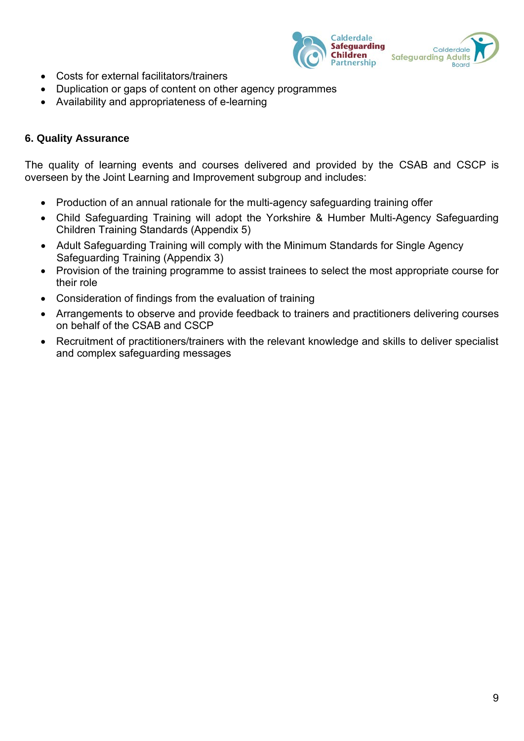- Costs for external facilitators/trainers
- Duplication or gaps of content on other agency programmes
- Availability and appropriateness of e-learning

## 6. Quality Assurance

The quality of learning events and courses delivered and provided by the CSAB and CSCP is overseen by the Joint Learning and Improvement subgroup and includes:

- Production of an annual rationale for the multi-agency safeguarding training offer
- Child Safeguarding Training will adopt the Yorkshire & Humber Multi-Agency Safeguarding Children Training Standards (Appendix 5)
- Adult Safeguarding Training will comply with the Minimum Standards for Single Agency Safeguarding Training (Appendix 3)
- Provision of the training programme to assist trainees to select the most appropriate course for their role
- Consideration of findings from the evaluation of training
- Arrangements to observe and provide feedback to trainers and practitioners delivering courses on behalf of the CSAB and CSCP
- Recruitment of practitioners/trainers with the relevant knowledge and skills to deliver specialist and complex safeguarding messages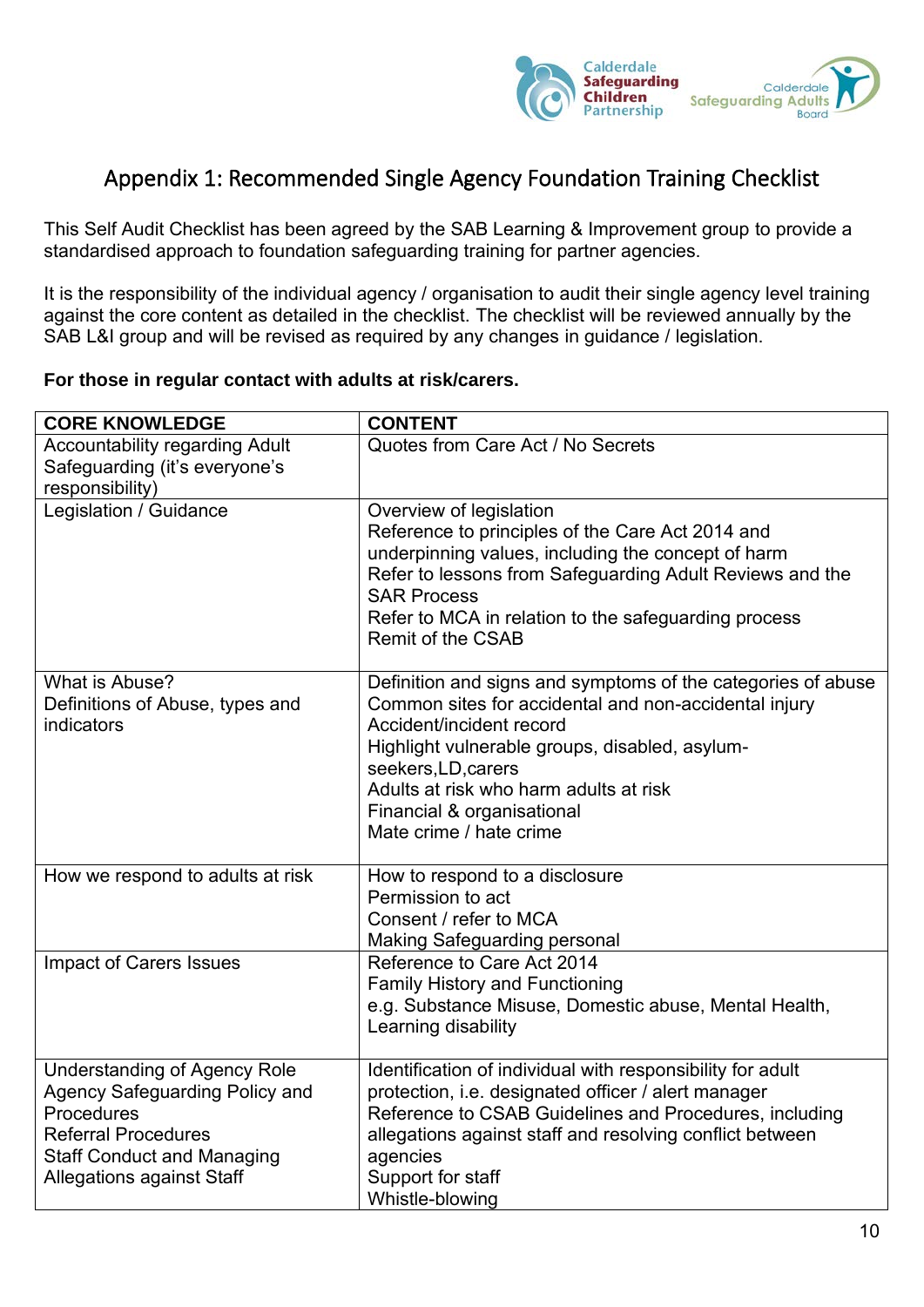# Appendix 1: Recommended Single Agency Foundation Training Checklist

This Self Audit Checklist has been agreed by the SAB Learning & Improvement group to provide a standardised approach to foundation safeguarding training for partner agencies.

It is the responsibility of the individual agency / organisation to audit their single agency level training against the core content as detailed in the checklist. The checklist will be reviewed annually by the SAB L&I group and will be revised as required by any changes in guidance / legislation.

**For those in regular contact with adults at risk/carers.**

| CORE KNOWLEDGE | CONTENT |
|---|---|
| Accountability regarding Adult Safeguarding (it's everyone's responsibility) | Quotes from Care Act / No Secrets |
| Legislation / Guidance | Overview of legislation<br>Reference to principles of the Care Act 2014 and underpinning values, including the concept of harm<br>Refer to lessons from Safeguarding Adult Reviews and the SAR Process<br>Refer to MCA in relation to the safeguarding process<br>Remit of the CSAB |
| What is Abuse?<br>Definitions of Abuse, types and indicators | Definition and signs and symptoms of the categories of abuse<br>Common sites for accidental and non-accidental injury<br>Accident/incident record<br>Highlight vulnerable groups, disabled, asylum-seekers,LD,carers<br>Adults at risk who harm adults at risk<br>Financial & organisational<br>Mate crime / hate crime |
| How we respond to adults at risk | How to respond to a disclosure<br>Permission to act<br>Consent / refer to MCA<br>Making Safeguarding personal |
| Impact of Carers Issues | Reference to Care Act 2014<br>Family History and Functioning<br>e.g. Substance Misuse, Domestic abuse, Mental Health, Learning disability |
| Understanding of Agency Role<br>Agency Safeguarding Policy and Procedures<br>Referral Procedures<br>Staff Conduct and Managing Allegations against Staff | Identification of individual with responsibility for adult protection, i.e. designated officer / alert manager<br>Reference to CSAB Guidelines and Procedures, including allegations against staff and resolving conflict between agencies<br>Support for staff<br>Whistle-blowing |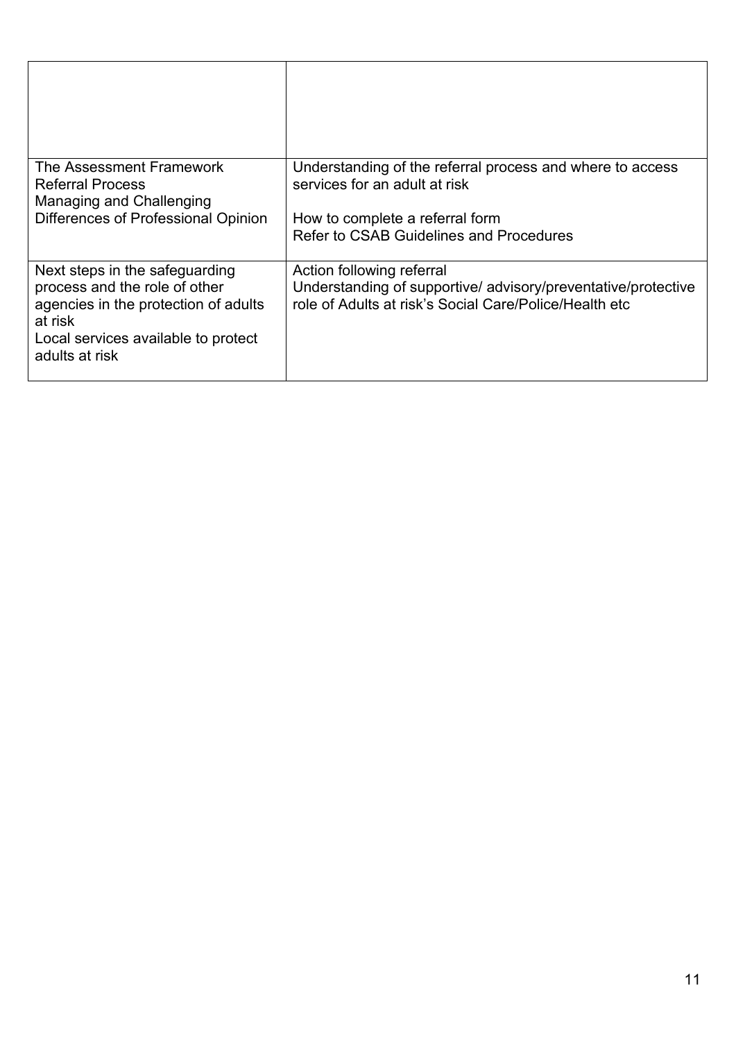| | |
|---|---|
| | |
| The Assessment Framework<br>Referral Process<br>Managing and Challenging Differences of Professional Opinion | Understanding of the referral process and where to access services for an adult at risk<br><br>How to complete a referral form<br>Refer to CSAB Guidelines and Procedures |
| Next steps in the safeguarding process and the role of other agencies in the protection of adults at risk<br>Local services available to protect adults at risk | Action following referral<br>Understanding of supportive/ advisory/preventative/protective role of Adults at risk's Social Care/Police/Health etc |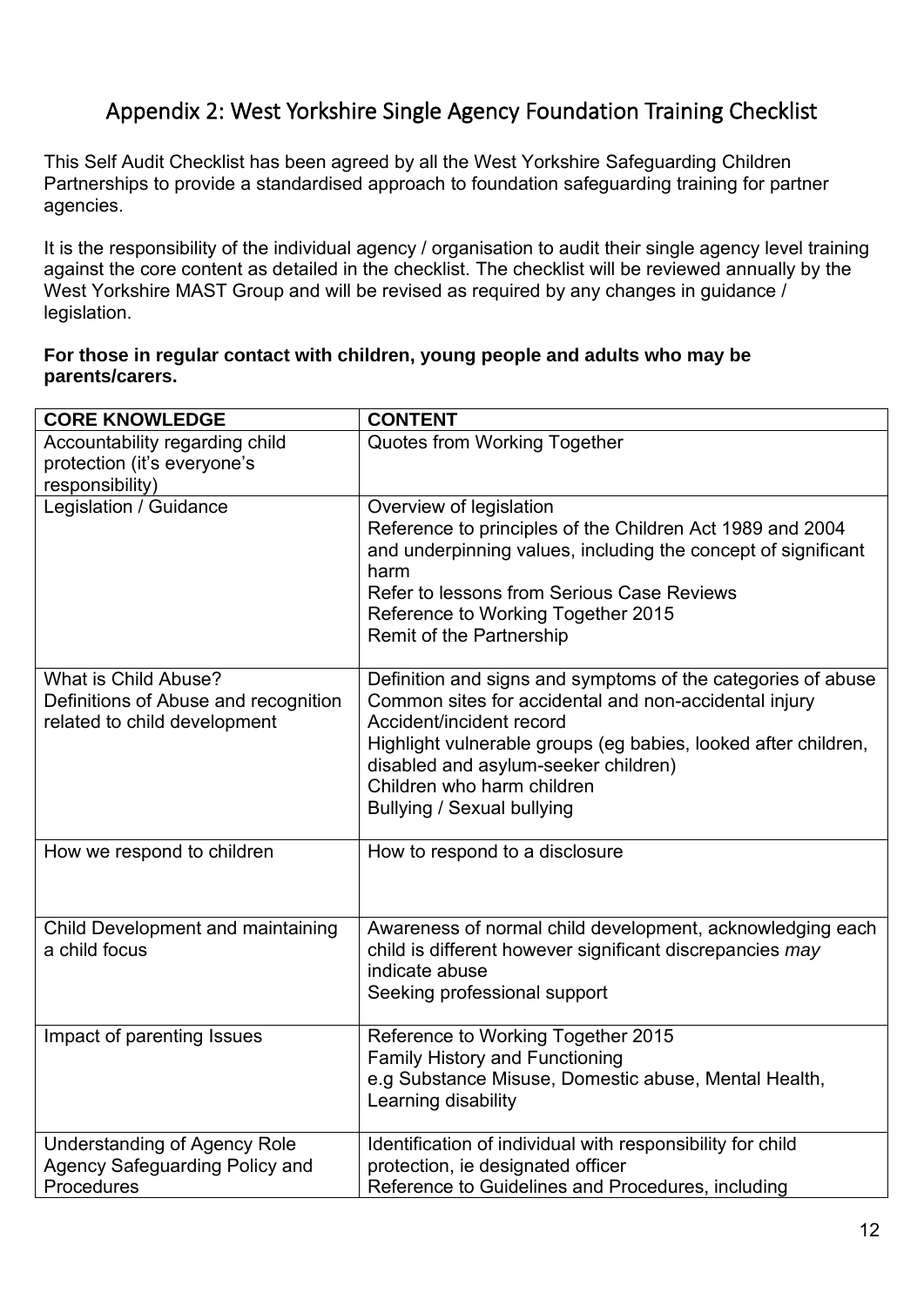## Appendix 2: West Yorkshire Single Agency Foundation Training Checklist

This Self Audit Checklist has been agreed by all the West Yorkshire Safeguarding Children Partnerships to provide a standardised approach to foundation safeguarding training for partner agencies.

It is the responsibility of the individual agency / organisation to audit their single agency level training against the core content as detailed in the checklist. The checklist will be reviewed annually by the West Yorkshire MAST Group and will be revised as required by any changes in guidance / legislation.

**For those in regular contact with children, young people and adults who may be parents/carers.**

| CORE KNOWLEDGE | CONTENT |
|---|---|
| Accountability regarding child protection (it's everyone's responsibility) | Quotes from Working Together |
| Legislation / Guidance | Overview of legislation<br>Reference to principles of the Children Act 1989 and 2004 and underpinning values, including the concept of significant harm<br>Refer to lessons from Serious Case Reviews<br>Reference to Working Together 2015<br>Remit of the Partnership |
| What is Child Abuse?<br>Definitions of Abuse and recognition related to child development | Definition and signs and symptoms of the categories of abuse<br>Common sites for accidental and non-accidental injury<br>Accident/incident record<br>Highlight vulnerable groups (eg babies, looked after children, disabled and asylum-seeker children)<br>Children who harm children<br>Bullying / Sexual bullying |
| How we respond to children | How to respond to a disclosure |
| Child Development and maintaining a child focus | Awareness of normal child development, acknowledging each child is different however significant discrepancies *may* indicate abuse<br>Seeking professional support |
| Impact of parenting Issues | Reference to Working Together 2015<br>Family History and Functioning<br>e.g Substance Misuse, Domestic abuse, Mental Health, Learning disability |
| Understanding of Agency Role<br>Agency Safeguarding Policy and Procedures | Identification of individual with responsibility for child protection, ie designated officer<br>Reference to Guidelines and Procedures, including |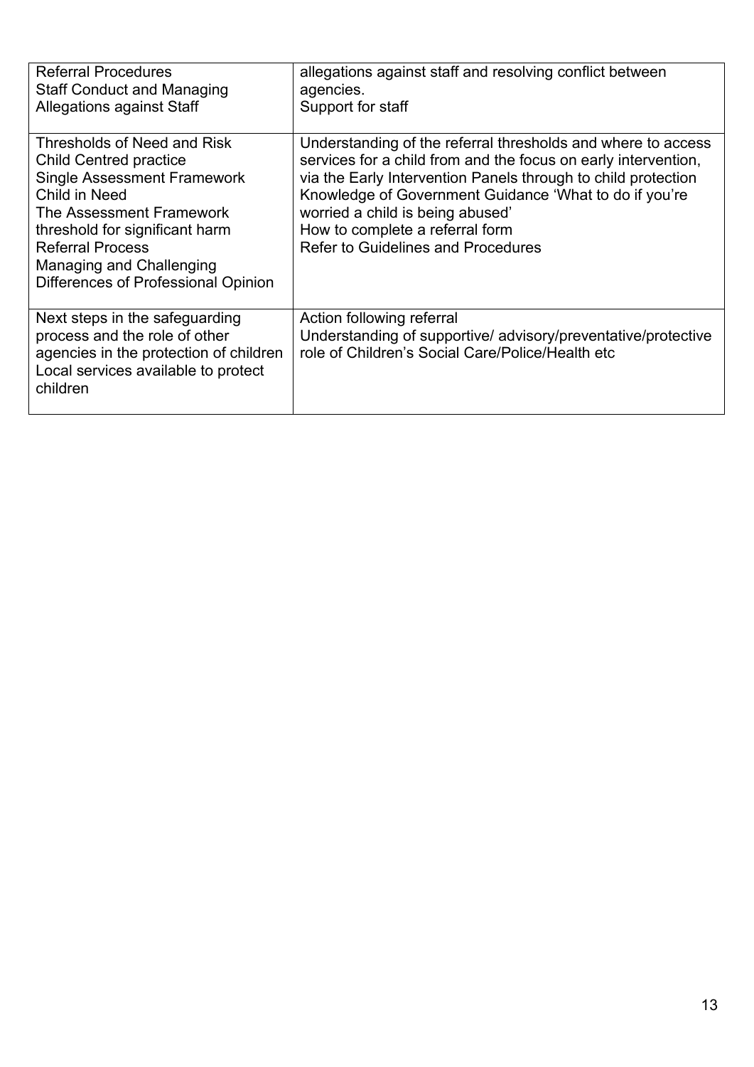| | |
|---|---|
| Referral Procedures<br>Staff Conduct and Managing Allegations against Staff | allegations against staff and resolving conflict between agencies.<br>Support for staff |
| Thresholds of Need and Risk<br>Child Centred practice<br>Single Assessment Framework<br>Child in Need<br>The Assessment Framework threshold for significant harm<br>Referral Process<br>Managing and Challenging Differences of Professional Opinion | Understanding of the referral thresholds and where to access services for a child from and the focus on early intervention, via the Early Intervention Panels through to child protection<br>Knowledge of Government Guidance 'What to do if you're worried a child is being abused'<br>How to complete a referral form<br>Refer to Guidelines and Procedures |
| Next steps in the safeguarding process and the role of other agencies in the protection of children<br>Local services available to protect children | Action following referral<br>Understanding of supportive/ advisory/preventative/protective role of Children's Social Care/Police/Health etc |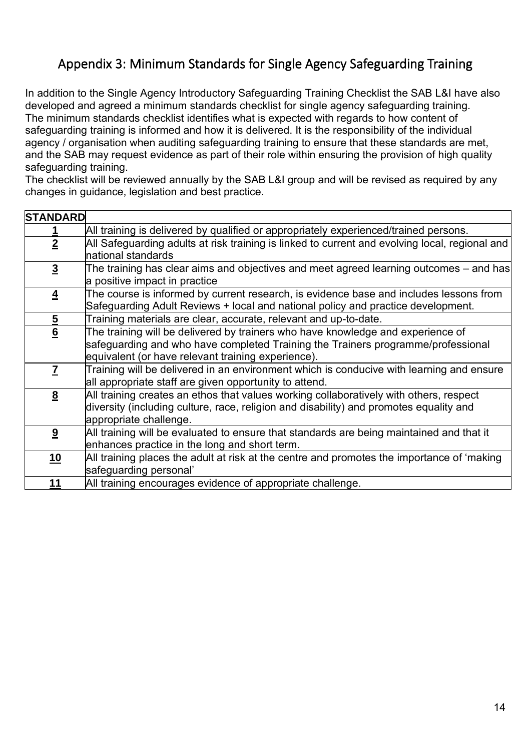## Appendix 3: Minimum Standards for Single Agency Safeguarding Training

In addition to the Single Agency Introductory Safeguarding Training Checklist the SAB L&I have also developed and agreed a minimum standards checklist for single agency safeguarding training. The minimum standards checklist identifies what is expected with regards to how content of safeguarding training is informed and how it is delivered. It is the responsibility of the individual agency / organisation when auditing safeguarding training to ensure that these standards are met, and the SAB may request evidence as part of their role within ensuring the provision of high quality safeguarding training.

The checklist will be reviewed annually by the SAB L&I group and will be revised as required by any changes in guidance, legislation and best practice.

| **STANDARD** | |
|---|---|
| **1** | All training is delivered by qualified or appropriately experienced/trained persons. |
| **2** | All Safeguarding adults at risk training is linked to current and evolving local, regional and national standards |
| **3** | The training has clear aims and objectives and meet agreed learning outcomes – and has a positive impact in practice |
| **4** | The course is informed by current research, is evidence base and includes lessons from Safeguarding Adult Reviews + local and national policy and practice development. |
| **5** | Training materials are clear, accurate, relevant and up-to-date. |
| **6** | The training will be delivered by trainers who have knowledge and experience of safeguarding and who have completed Training the Trainers programme/professional equivalent (or have relevant training experience). |
| **7** | Training will be delivered in an environment which is conducive with learning and ensure all appropriate staff are given opportunity to attend. |
| **8** | All training creates an ethos that values working collaboratively with others, respect diversity (including culture, race, religion and disability) and promotes equality and appropriate challenge. |
| **9** | All training will be evaluated to ensure that standards are being maintained and that it enhances practice in the long and short term. |
| **10** | All training places the adult at risk at the centre and promotes the importance of 'making safeguarding personal' |
| **11** | All training encourages evidence of appropriate challenge. |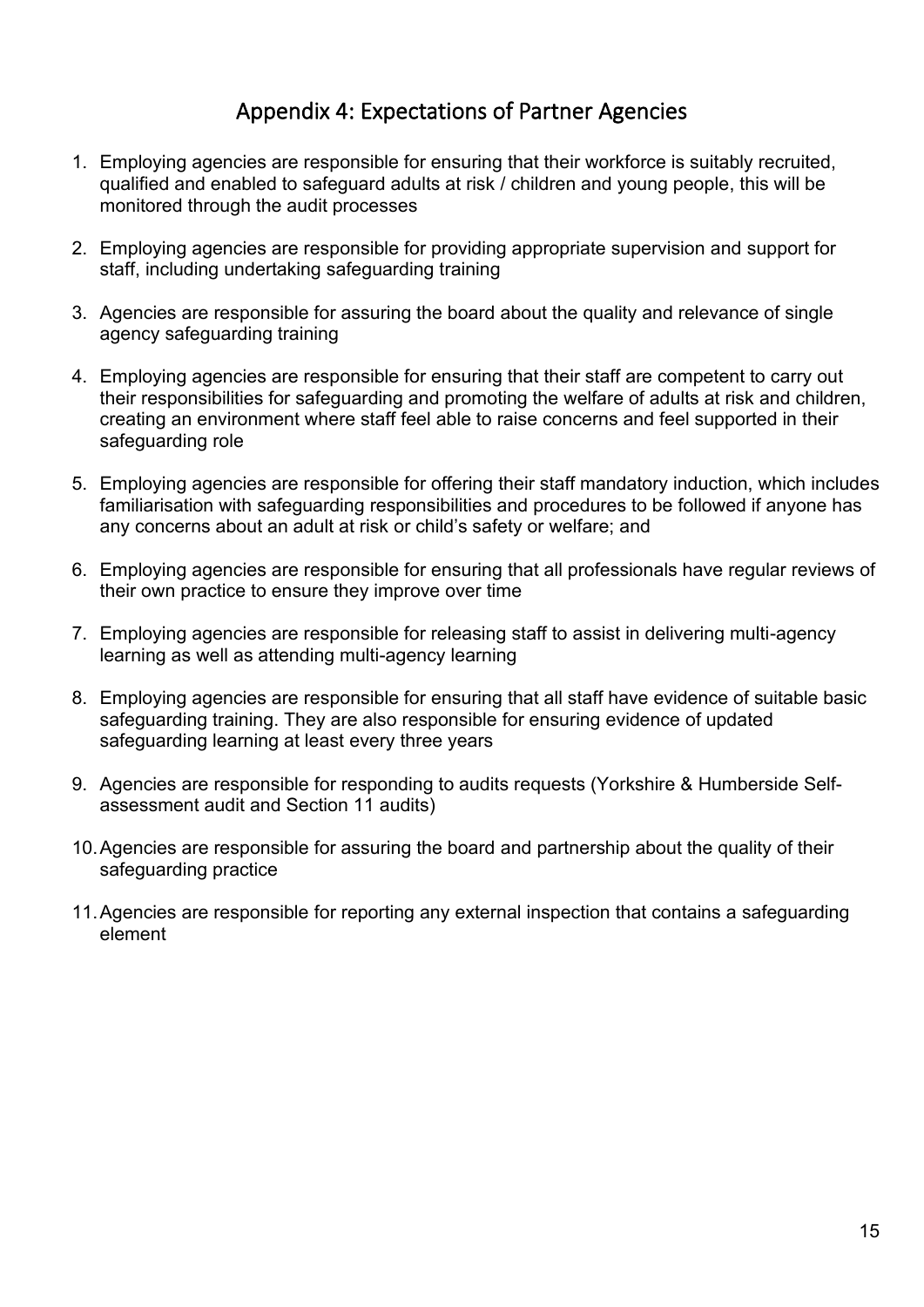## Appendix 4: Expectations of Partner Agencies

1. Employing agencies are responsible for ensuring that their workforce is suitably recruited, qualified and enabled to safeguard adults at risk / children and young people, this will be monitored through the audit processes

2. Employing agencies are responsible for providing appropriate supervision and support for staff, including undertaking safeguarding training

3. Agencies are responsible for assuring the board about the quality and relevance of single agency safeguarding training

4. Employing agencies are responsible for ensuring that their staff are competent to carry out their responsibilities for safeguarding and promoting the welfare of adults at risk and children, creating an environment where staff feel able to raise concerns and feel supported in their safeguarding role

5. Employing agencies are responsible for offering their staff mandatory induction, which includes familiarisation with safeguarding responsibilities and procedures to be followed if anyone has any concerns about an adult at risk or child's safety or welfare; and

6. Employing agencies are responsible for ensuring that all professionals have regular reviews of their own practice to ensure they improve over time

7. Employing agencies are responsible for releasing staff to assist in delivering multi-agency learning as well as attending multi-agency learning

8. Employing agencies are responsible for ensuring that all staff have evidence of suitable basic safeguarding training. They are also responsible for ensuring evidence of updated safeguarding learning at least every three years

9. Agencies are responsible for responding to audits requests (Yorkshire & Humberside Self-assessment audit and Section 11 audits)

10. Agencies are responsible for assuring the board and partnership about the quality of their safeguarding practice

11. Agencies are responsible for reporting any external inspection that contains a safeguarding element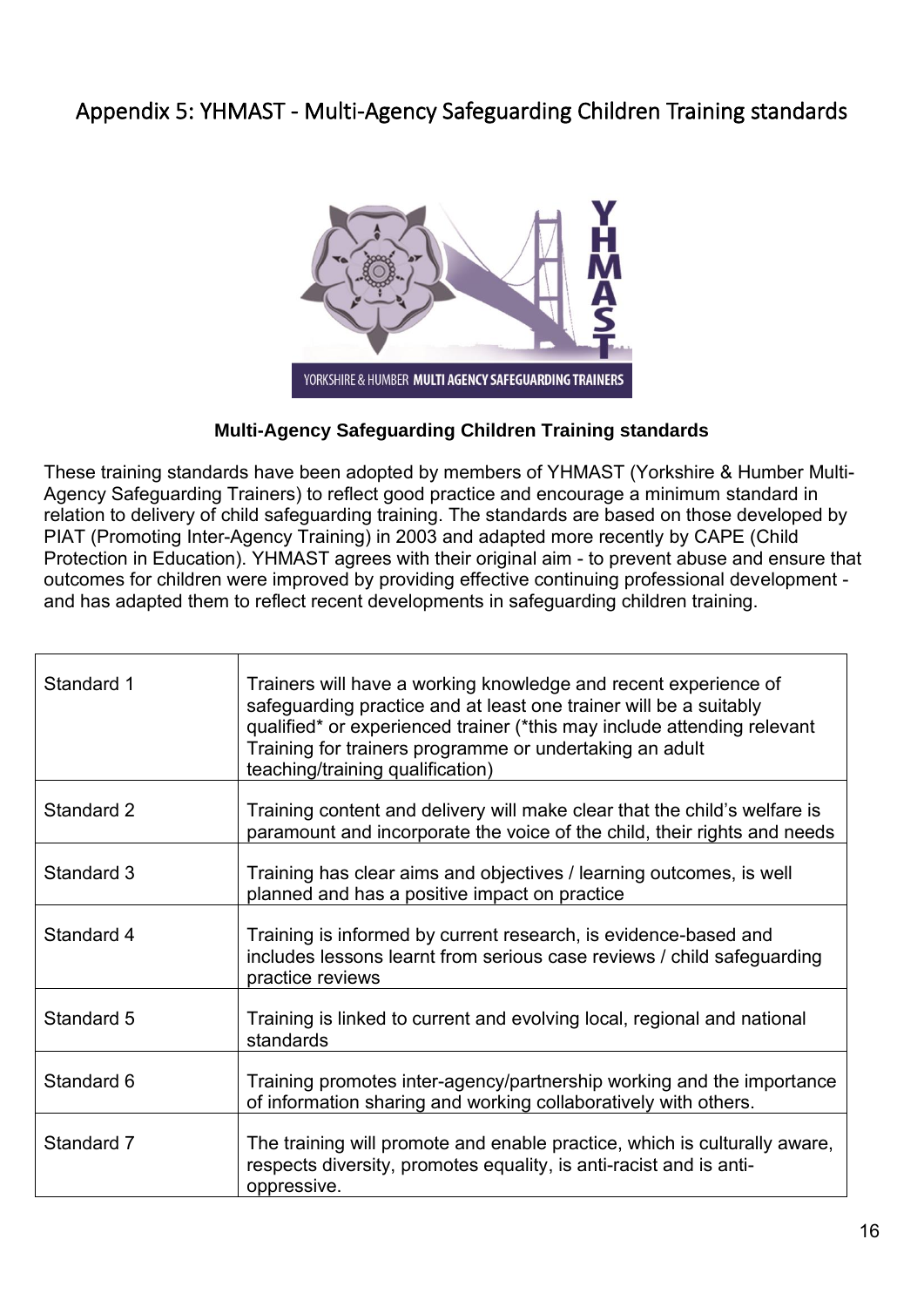# Appendix 5: YHMAST - Multi-Agency Safeguarding Children Training standards

**Multi-Agency Safeguarding Children Training standards**

These training standards have been adopted by members of YHMAST (Yorkshire & Humber Multi-Agency Safeguarding Trainers) to reflect good practice and encourage a minimum standard in relation to delivery of child safeguarding training. The standards are based on those developed by PIAT (Promoting Inter-Agency Training) in 2003 and adapted more recently by CAPE (Child Protection in Education). YHMAST agrees with their original aim - to prevent abuse and ensure that outcomes for children were improved by providing effective continuing professional development - and has adapted them to reflect recent developments in safeguarding children training.

| | |
|---|---|
| Standard 1 | Trainers will have a working knowledge and recent experience of safeguarding practice and at least one trainer will be a suitably qualified* or experienced trainer (*this may include attending relevant Training for trainers programme or undertaking an adult teaching/training qualification) |
| Standard 2 | Training content and delivery will make clear that the child's welfare is paramount and incorporate the voice of the child, their rights and needs |
| Standard 3 | Training has clear aims and objectives / learning outcomes, is well planned and has a positive impact on practice |
| Standard 4 | Training is informed by current research, is evidence-based and includes lessons learnt from serious case reviews / child safeguarding practice reviews |
| Standard 5 | Training is linked to current and evolving local, regional and national standards |
| Standard 6 | Training promotes inter-agency/partnership working and the importance of information sharing and working collaboratively with others. |
| Standard 7 | The training will promote and enable practice, which is culturally aware, respects diversity, promotes equality, is anti-racist and is anti-oppressive. |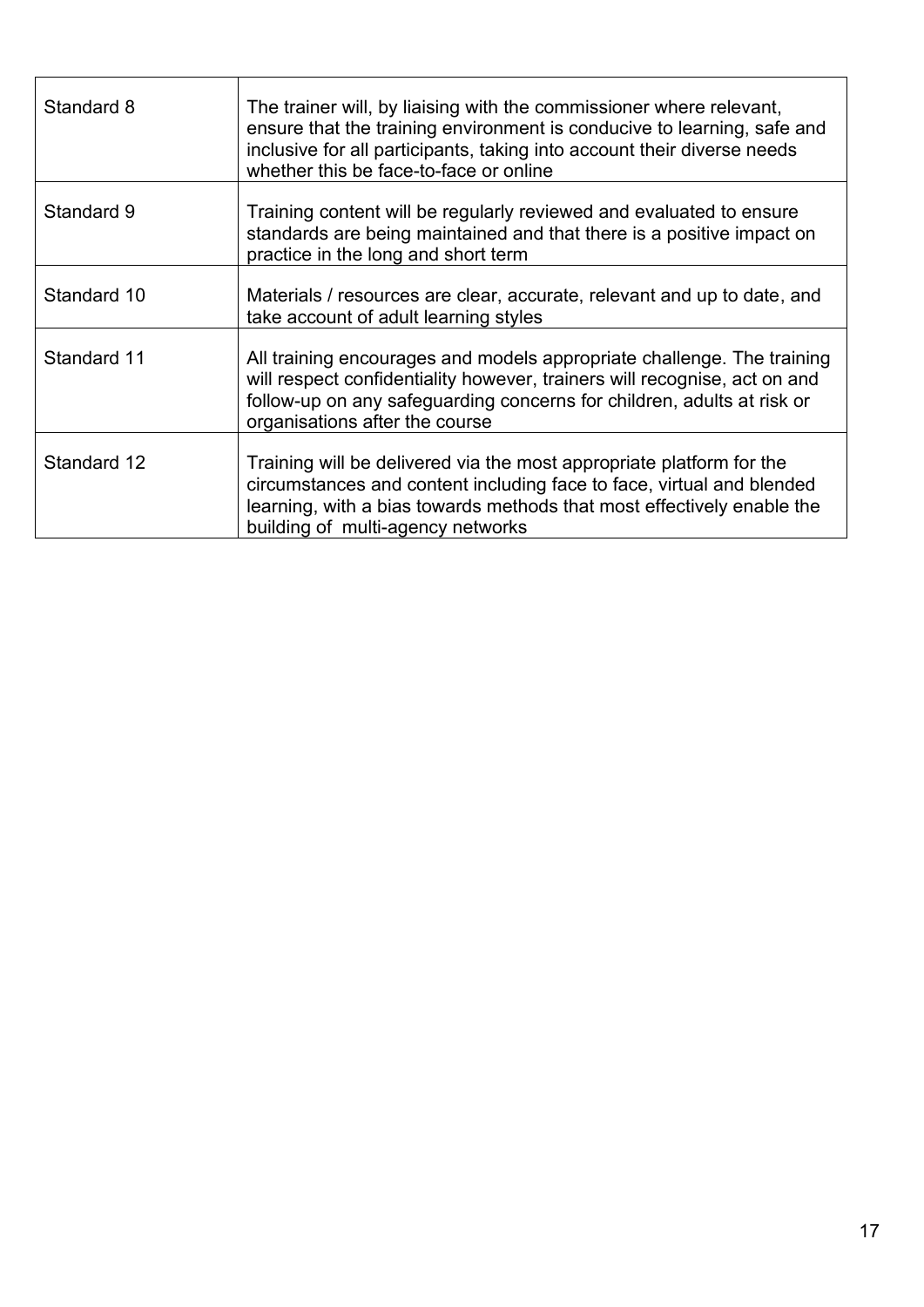| | |
|---|---|
| Standard 8 | The trainer will, by liaising with the commissioner where relevant, ensure that the training environment is conducive to learning, safe and inclusive for all participants, taking into account their diverse needs whether this be face-to-face or online |
| Standard 9 | Training content will be regularly reviewed and evaluated to ensure standards are being maintained and that there is a positive impact on practice in the long and short term |
| Standard 10 | Materials / resources are clear, accurate, relevant and up to date, and take account of adult learning styles |
| Standard 11 | All training encourages and models appropriate challenge. The training will respect confidentiality however, trainers will recognise, act on and follow-up on any safeguarding concerns for children, adults at risk or organisations after the course |
| Standard 12 | Training will be delivered via the most appropriate platform for the circumstances and content including face to face, virtual and blended learning, with a bias towards methods that most effectively enable the building of multi-agency networks |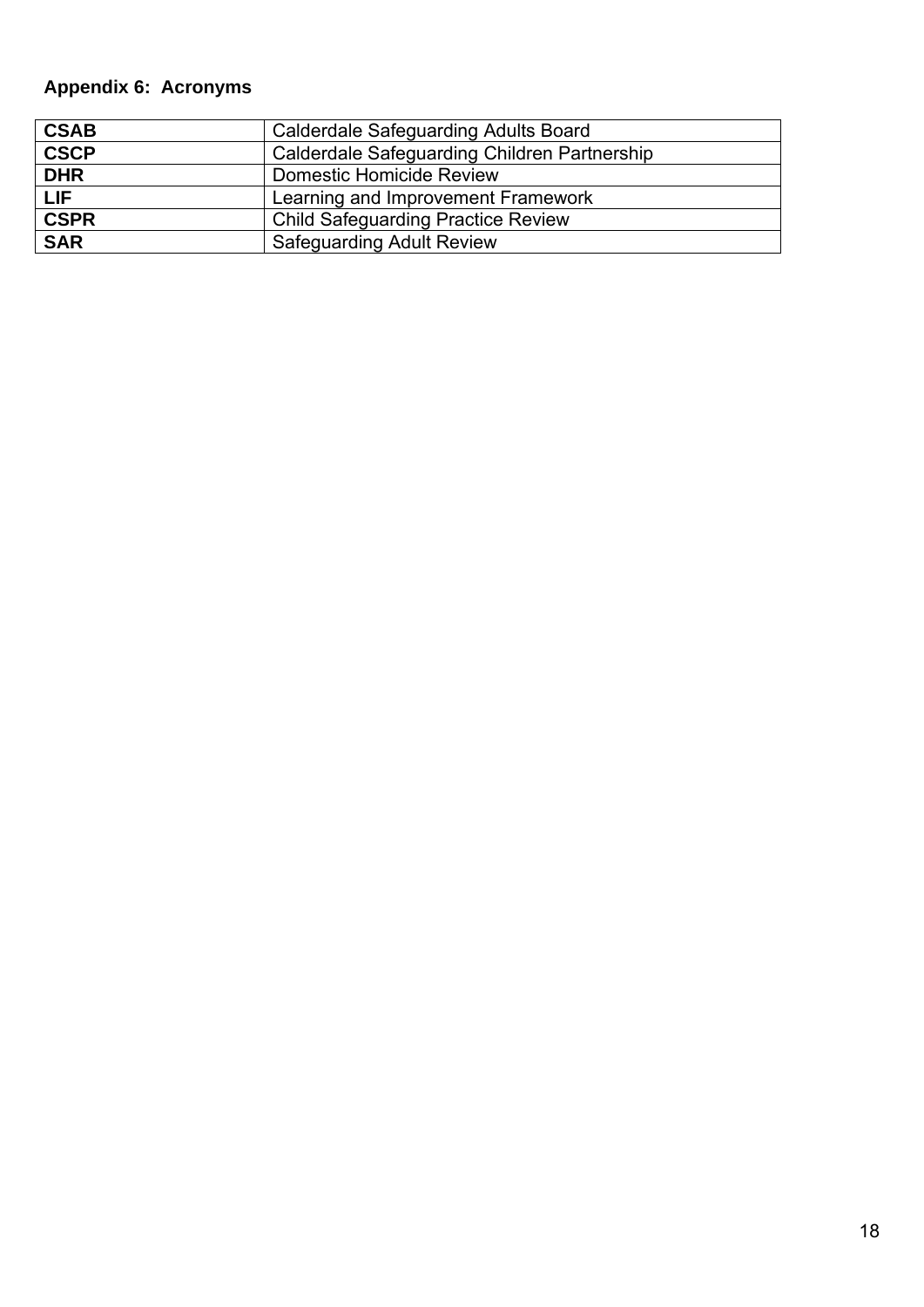**Appendix 6: Acronyms**

| | |
|---|---|
| **CSAB** | Calderdale Safeguarding Adults Board |
| **CSCP** | Calderdale Safeguarding Children Partnership |
| **DHR** | Domestic Homicide Review |
| **LIF** | Learning and Improvement Framework |
| **CSPR** | Child Safeguarding Practice Review |
| **SAR** | Safeguarding Adult Review |